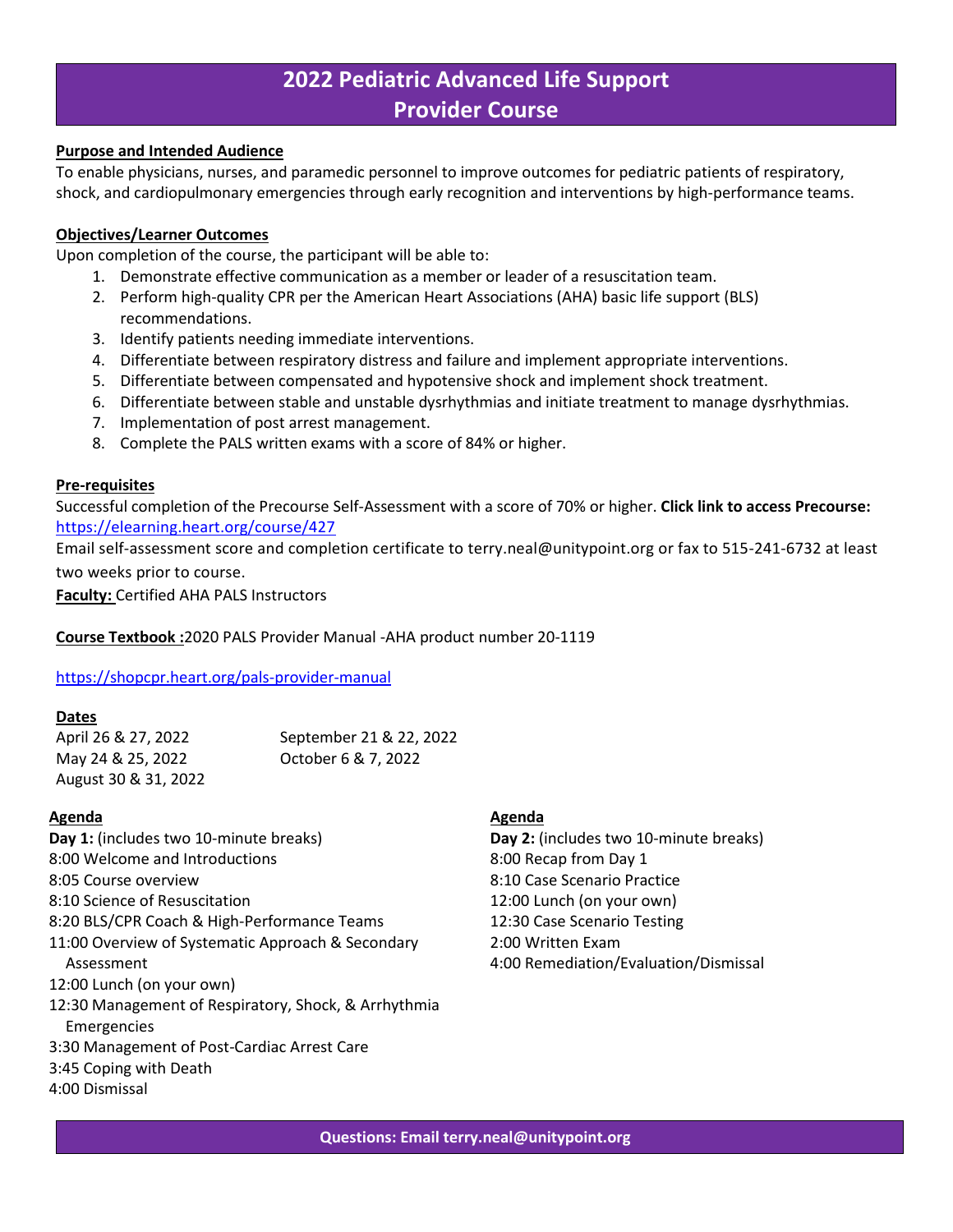# 2022 Pediatric Advanced Life Support Provider Course

**Purpose and Intended Audience**

To enable physicians, nurses, and paramedic personnel to improve outcomes for pediatric patients of respiratory, shock, and cardiopulmonary emergencies through early recognition and interventions by high-performance teams.

**Objectives/Learner Outcomes**

Upon completion of the course, the participant will be able to:

1. Demonstrate effective communication as a member or leader of a resuscitation team.
2. Perform high-quality CPR per the American Heart Associations (AHA) basic life support (BLS) recommendations.
3. Identify patients needing immediate interventions.
4. Differentiate between respiratory distress and failure and implement appropriate interventions.
5. Differentiate between compensated and hypotensive shock and implement shock treatment.
6. Differentiate between stable and unstable dysrhythmias and initiate treatment to manage dysrhythmias.
7. Implementation of post arrest management.
8. Complete the PALS written exams with a score of 84% or higher.

**Pre-requisites**

Successful completion of the Precourse Self-Assessment with a score of 70% or higher. **Click link to access Precourse:** https://elearning.heart.org/course/427

Email self-assessment score and completion certificate to terry.neal@unitypoint.org or fax to 515-241-6732 at least two weeks prior to course.

**Faculty:** Certified AHA PALS Instructors

**Course Textbook :**2020 PALS Provider Manual -AHA product number 20-1119

https://shopcpr.heart.org/pals-provider-manual

**Dates**

April 26 & 27, 2022
May 24 & 25, 2022
August 30 & 31, 2022
September 21 & 22, 2022
October 6 & 7, 2022

**Agenda**

**Day 1:** (includes two 10-minute breaks)
8:00 Welcome and Introductions
8:05 Course overview
8:10 Science of Resuscitation
8:20 BLS/CPR Coach & High-Performance Teams
11:00 Overview of Systematic Approach & Secondary Assessment
12:00 Lunch (on your own)
12:30 Management of Respiratory, Shock, & Arrhythmia Emergencies
3:30 Management of Post-Cardiac Arrest Care
3:45 Coping with Death
4:00 Dismissal

**Agenda**

**Day 2:** (includes two 10-minute breaks)
8:00 Recap from Day 1
8:10 Case Scenario Practice
12:00 Lunch (on your own)
12:30 Case Scenario Testing
2:00 Written Exam
4:00 Remediation/Evaluation/Dismissal

**Questions: Email terry.neal@unitypoint.org**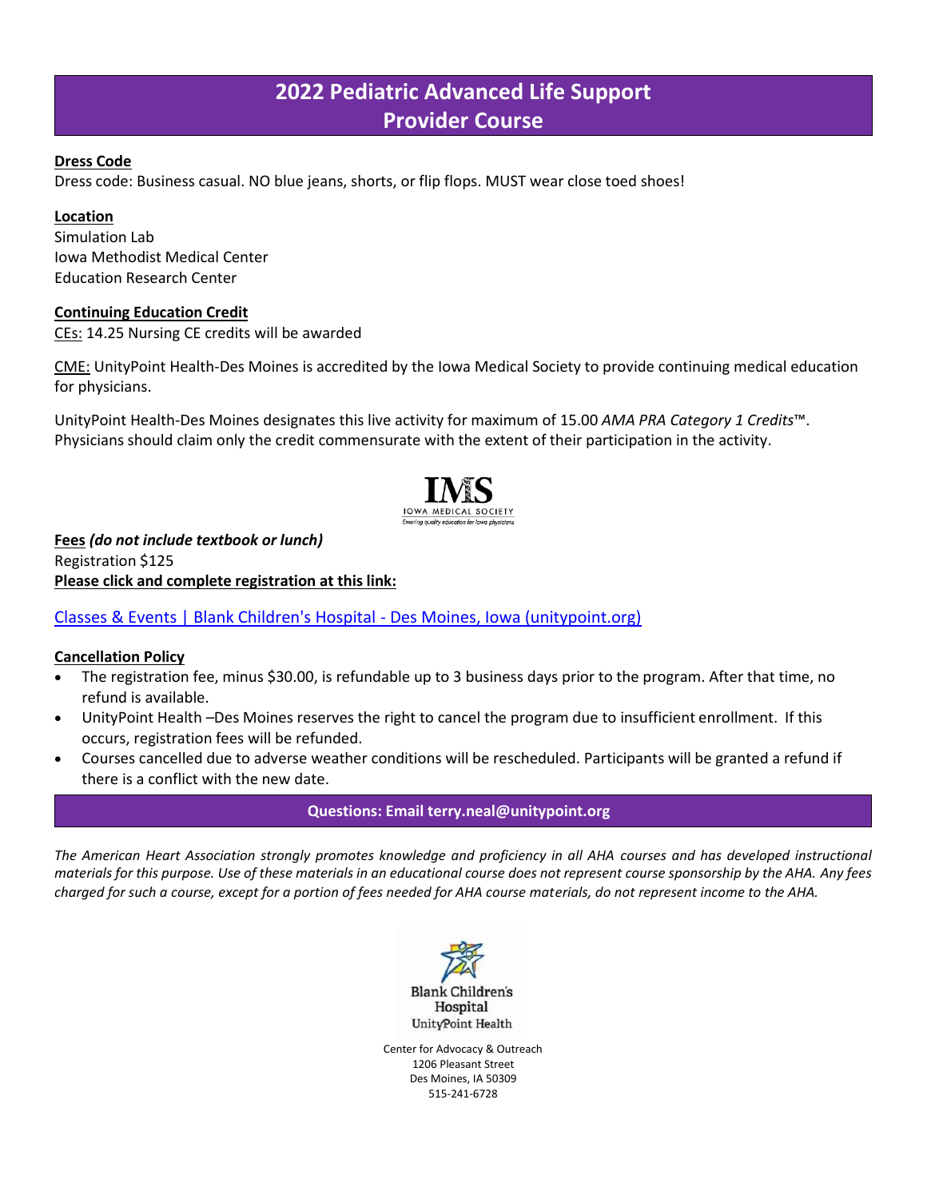# 2022 Pediatric Advanced Life Support Provider Course

**Dress Code**

Dress code: Business casual. NO blue jeans, shorts, or flip flops. MUST wear close toed shoes!

**Location**

Simulation Lab
Iowa Methodist Medical Center
Education Research Center

**Continuing Education Credit**

CEs: 14.25 Nursing CE credits will be awarded

CME: UnityPoint Health-Des Moines is accredited by the Iowa Medical Society to provide continuing medical education for physicians.

UnityPoint Health-Des Moines designates this live activity for maximum of 15.00 *AMA PRA Category 1 Credits*™. Physicians should claim only the credit commensurate with the extent of their participation in the activity.

IMS
IOWA MEDICAL SOCIETY
Ensuring quality education for Iowa physicians

**Fees** ***(do not include textbook or lunch)***

Registration $125

**Please click and complete registration at this link:**

Classes & Events | Blank Children's Hospital - Des Moines, Iowa (unitypoint.org)

**Cancellation Policy**

- The registration fee, minus $30.00, is refundable up to 3 business days prior to the program. After that time, no refund is available.
- UnityPoint Health –Des Moines reserves the right to cancel the program due to insufficient enrollment. If this occurs, registration fees will be refunded.
- Courses cancelled due to adverse weather conditions will be rescheduled. Participants will be granted a refund if there is a conflict with the new date.

**Questions: Email terry.neal@unitypoint.org**

*The American Heart Association strongly promotes knowledge and proficiency in all AHA courses and has developed instructional materials for this purpose. Use of these materials in an educational course does not represent course sponsorship by the AHA. Any fees charged for such a course, except for a portion of fees needed for AHA course materials, do not represent income to the AHA.*

Blank Children's Hospital
UnityPoint Health

Center for Advocacy & Outreach
1206 Pleasant Street
Des Moines, IA 50309
515-241-6728